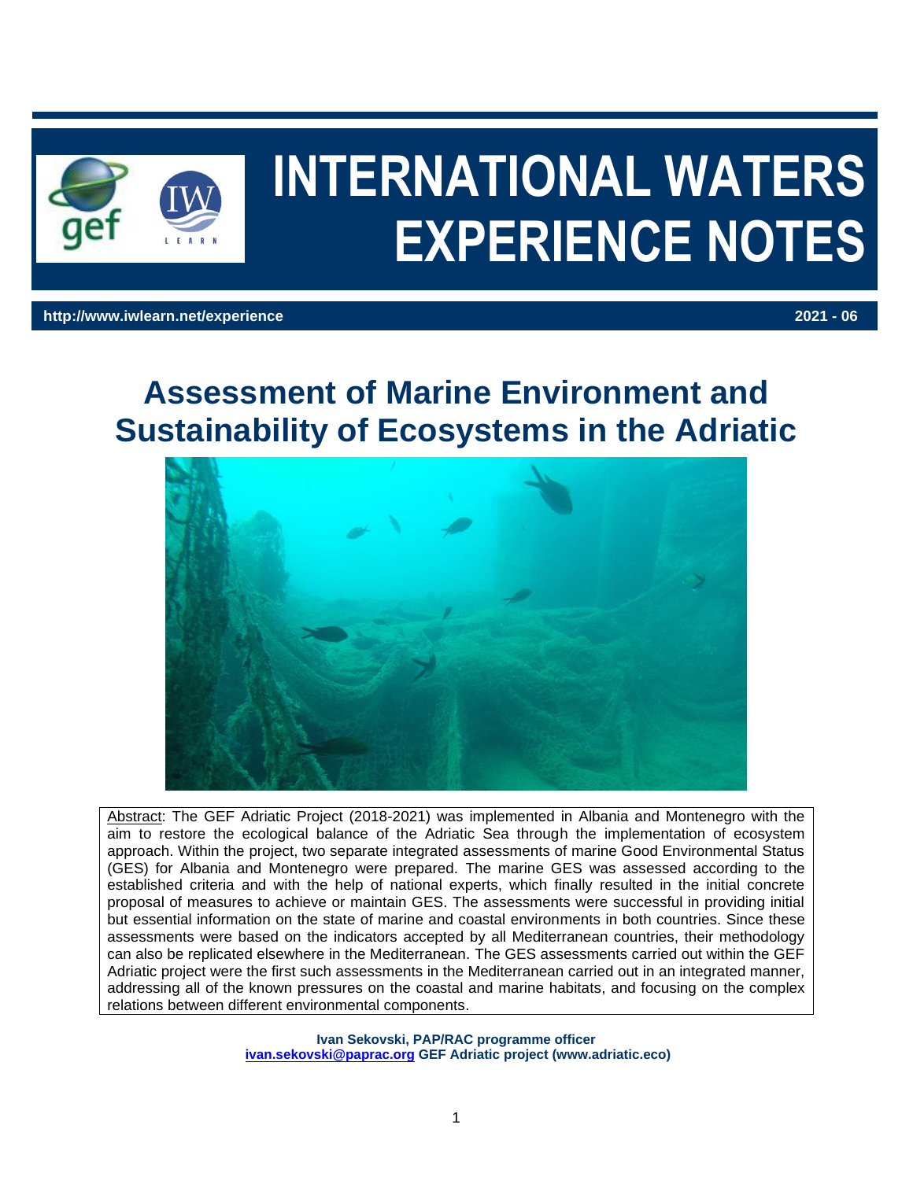# INTERNATIONAL WATERS EXPERIENCE NOTES

**http://www.iwlearn.net/experience** **2021 - 06**

# Assessment of Marine Environment and Sustainability of Ecosystems in the Adriatic

Abstract: The GEF Adriatic Project (2018-2021) was implemented in Albania and Montenegro with the aim to restore the ecological balance of the Adriatic Sea through the implementation of ecosystem approach. Within the project, two separate integrated assessments of marine Good Environmental Status (GES) for Albania and Montenegro were prepared. The marine GES was assessed according to the established criteria and with the help of national experts, which finally resulted in the initial concrete proposal of measures to achieve or maintain GES. The assessments were successful in providing initial but essential information on the state of marine and coastal environments in both countries. Since these assessments were based on the indicators accepted by all Mediterranean countries, their methodology can also be replicated elsewhere in the Mediterranean. The GES assessments carried out within the GEF Adriatic project were the first such assessments in the Mediterranean carried out in an integrated manner, addressing all of the known pressures on the coastal and marine habitats, and focusing on the complex relations between different environmental components.

**Ivan Sekovski, PAP/RAC programme officer**
**ivan.sekovski@paprac.org GEF Adriatic project (www.adriatic.eco)**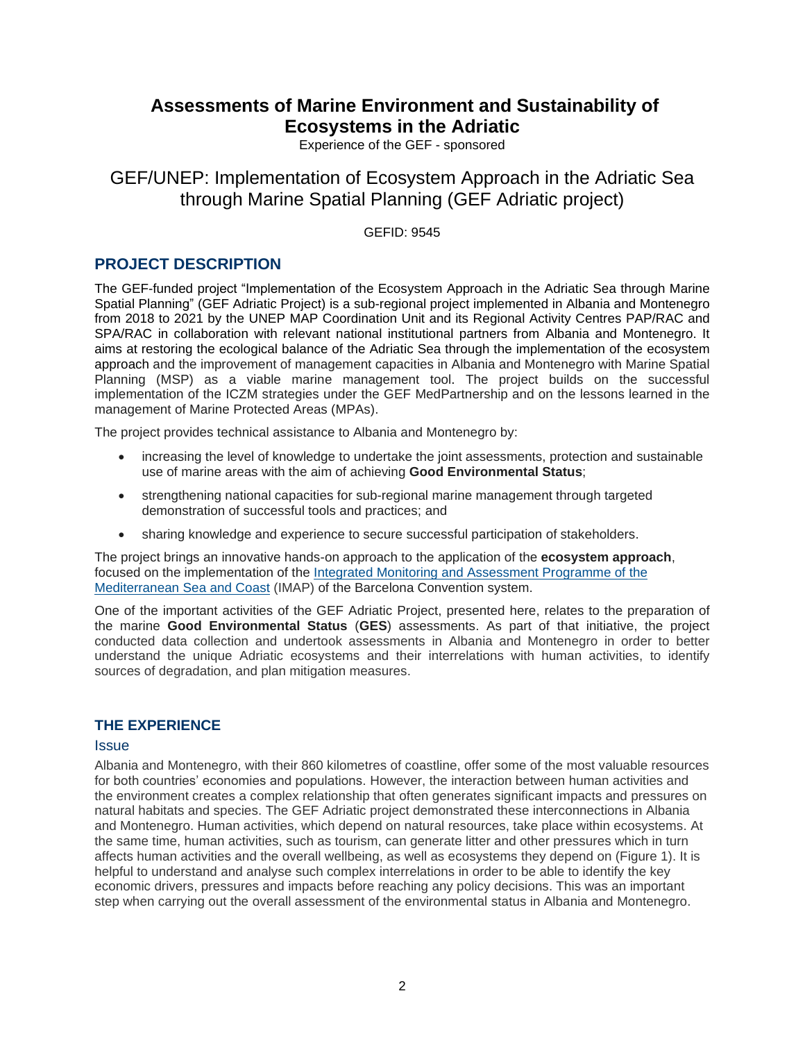# Assessments of Marine Environment and Sustainability of Ecosystems in the Adriatic

Experience of the GEF - sponsored

## GEF/UNEP: Implementation of Ecosystem Approach in the Adriatic Sea through Marine Spatial Planning (GEF Adriatic project)

GEFID: 9545

## PROJECT DESCRIPTION

The GEF-funded project "Implementation of the Ecosystem Approach in the Adriatic Sea through Marine Spatial Planning" (GEF Adriatic Project) is a sub-regional project implemented in Albania and Montenegro from 2018 to 2021 by the UNEP MAP Coordination Unit and its Regional Activity Centres PAP/RAC and SPA/RAC in collaboration with relevant national institutional partners from Albania and Montenegro. It aims at restoring the ecological balance of the Adriatic Sea through the implementation of the ecosystem approach and the improvement of management capacities in Albania and Montenegro with Marine Spatial Planning (MSP) as a viable marine management tool. The project builds on the successful implementation of the ICZM strategies under the GEF MedPartnership and on the lessons learned in the management of Marine Protected Areas (MPAs).

The project provides technical assistance to Albania and Montenegro by:

- increasing the level of knowledge to undertake the joint assessments, protection and sustainable use of marine areas with the aim of achieving **Good Environmental Status**;
- strengthening national capacities for sub-regional marine management through targeted demonstration of successful tools and practices; and
- sharing knowledge and experience to secure successful participation of stakeholders.

The project brings an innovative hands-on approach to the application of the **ecosystem approach**, focused on the implementation of the Integrated Monitoring and Assessment Programme of the Mediterranean Sea and Coast (IMAP) of the Barcelona Convention system.

One of the important activities of the GEF Adriatic Project, presented here, relates to the preparation of the marine **Good Environmental Status** (**GES**) assessments. As part of that initiative, the project conducted data collection and undertook assessments in Albania and Montenegro in order to better understand the unique Adriatic ecosystems and their interrelations with human activities, to identify sources of degradation, and plan mitigation measures.

## THE EXPERIENCE

### Issue

Albania and Montenegro, with their 860 kilometres of coastline, offer some of the most valuable resources for both countries' economies and populations. However, the interaction between human activities and the environment creates a complex relationship that often generates significant impacts and pressures on natural habitats and species. The GEF Adriatic project demonstrated these interconnections in Albania and Montenegro. Human activities, which depend on natural resources, take place within ecosystems. At the same time, human activities, such as tourism, can generate litter and other pressures which in turn affects human activities and the overall wellbeing, as well as ecosystems they depend on (Figure 1). It is helpful to understand and analyse such complex interrelations in order to be able to identify the key economic drivers, pressures and impacts before reaching any policy decisions. This was an important step when carrying out the overall assessment of the environmental status in Albania and Montenegro.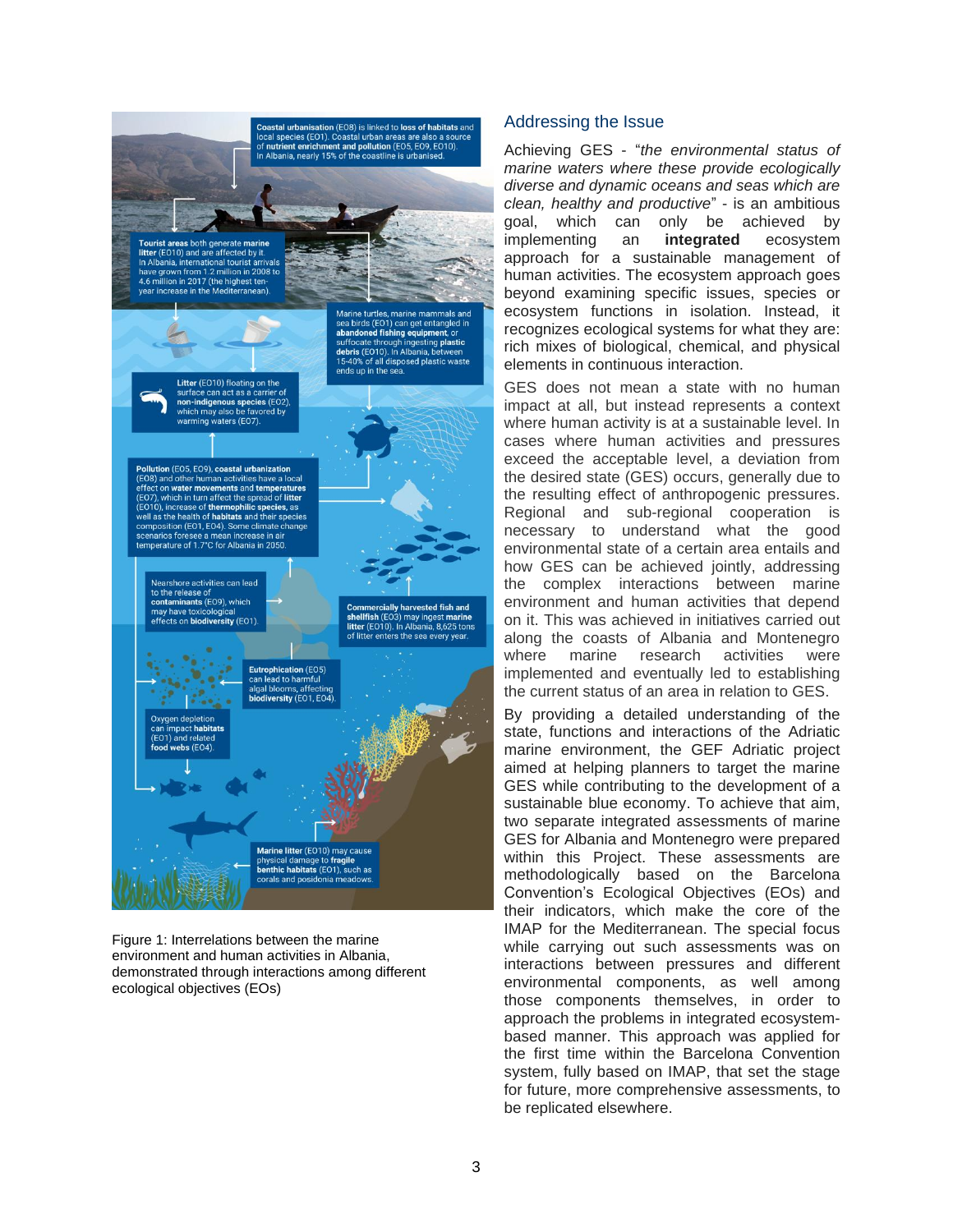Figure 1: Interrelations between the marine environment and human activities in Albania, demonstrated through interactions among different ecological objectives (EOs)

## Addressing the Issue

Achieving GES - "*the environmental status of marine waters where these provide ecologically diverse and dynamic oceans and seas which are clean, healthy and productive*" - is an ambitious goal, which can only be achieved by implementing an **integrated** ecosystem approach for a sustainable management of human activities. The ecosystem approach goes beyond examining specific issues, species or ecosystem functions in isolation. Instead, it recognizes ecological systems for what they are: rich mixes of biological, chemical, and physical elements in continuous interaction.

GES does not mean a state with no human impact at all, but instead represents a context where human activity is at a sustainable level. In cases where human activities and pressures exceed the acceptable level, a deviation from the desired state (GES) occurs, generally due to the resulting effect of anthropogenic pressures. Regional and sub-regional cooperation is necessary to understand what the good environmental state of a certain area entails and how GES can be achieved jointly, addressing the complex interactions between marine environment and human activities that depend on it. This was achieved in initiatives carried out along the coasts of Albania and Montenegro where marine research activities were implemented and eventually led to establishing the current status of an area in relation to GES.

By providing a detailed understanding of the state, functions and interactions of the Adriatic marine environment, the GEF Adriatic project aimed at helping planners to target the marine GES while contributing to the development of a sustainable blue economy. To achieve that aim, two separate integrated assessments of marine GES for Albania and Montenegro were prepared within this Project. These assessments are methodologically based on the Barcelona Convention's Ecological Objectives (EOs) and their indicators, which make the core of the IMAP for the Mediterranean. The special focus while carrying out such assessments was on interactions between pressures and different environmental components, as well as among those components themselves, in order to approach the problems in integrated ecosystem-based manner. This approach was applied for the first time within the Barcelona Convention system, fully based on IMAP, that set the stage for future, more comprehensive assessments, to be replicated elsewhere.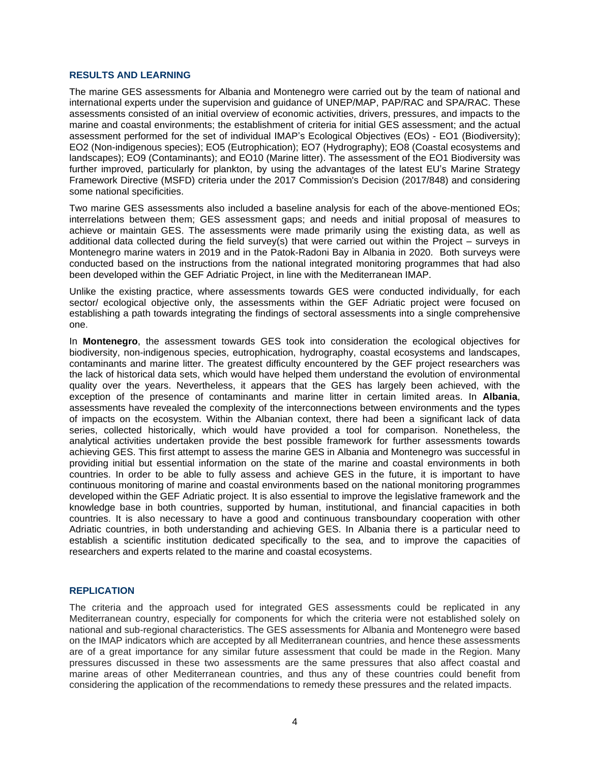## RESULTS AND LEARNING

The marine GES assessments for Albania and Montenegro were carried out by the team of national and international experts under the supervision and guidance of UNEP/MAP, PAP/RAC and SPA/RAC. These assessments consisted of an initial overview of economic activities, drivers, pressures, and impacts to the marine and coastal environments; the establishment of criteria for initial GES assessment; and the actual assessment performed for the set of individual IMAP's Ecological Objectives (EOs) - EO1 (Biodiversity); EO2 (Non-indigenous species); EO5 (Eutrophication); EO7 (Hydrography); EO8 (Coastal ecosystems and landscapes); EO9 (Contaminants); and EO10 (Marine litter). The assessment of the EO1 Biodiversity was further improved, particularly for plankton, by using the advantages of the latest EU's Marine Strategy Framework Directive (MSFD) criteria under the 2017 Commission's Decision (2017/848) and considering some national specificities.

Two marine GES assessments also included a baseline analysis for each of the above-mentioned EOs; interrelations between them; GES assessment gaps; and needs and initial proposal of measures to achieve or maintain GES. The assessments were made primarily using the existing data, as well as additional data collected during the field survey(s) that were carried out within the Project – surveys in Montenegro marine waters in 2019 and in the Patok-Radoni Bay in Albania in 2020. Both surveys were conducted based on the instructions from the national integrated monitoring programmes that had also been developed within the GEF Adriatic Project, in line with the Mediterranean IMAP.

Unlike the existing practice, where assessments towards GES were conducted individually, for each sector/ ecological objective only, the assessments within the GEF Adriatic project were focused on establishing a path towards integrating the findings of sectoral assessments into a single comprehensive one.

In **Montenegro**, the assessment towards GES took into consideration the ecological objectives for biodiversity, non-indigenous species, eutrophication, hydrography, coastal ecosystems and landscapes, contaminants and marine litter. The greatest difficulty encountered by the GEF project researchers was the lack of historical data sets, which would have helped them understand the evolution of environmental quality over the years. Nevertheless, it appears that the GES has largely been achieved, with the exception of the presence of contaminants and marine litter in certain limited areas. In **Albania**, assessments have revealed the complexity of the interconnections between environments and the types of impacts on the ecosystem. Within the Albanian context, there had been a significant lack of data series, collected historically, which would have provided a tool for comparison. Nonetheless, the analytical activities undertaken provide the best possible framework for further assessments towards achieving GES. This first attempt to assess the marine GES in Albania and Montenegro was successful in providing initial but essential information on the state of the marine and coastal environments in both countries. In order to be able to fully assess and achieve GES in the future, it is important to have continuous monitoring of marine and coastal environments based on the national monitoring programmes developed within the GEF Adriatic project. It is also essential to improve the legislative framework and the knowledge base in both countries, supported by human, institutional, and financial capacities in both countries. It is also necessary to have a good and continuous transboundary cooperation with other Adriatic countries, in both understanding and achieving GES. In Albania there is a particular need to establish a scientific institution dedicated specifically to the sea, and to improve the capacities of researchers and experts related to the marine and coastal ecosystems.

## REPLICATION

The criteria and the approach used for integrated GES assessments could be replicated in any Mediterranean country, especially for components for which the criteria were not established solely on national and sub-regional characteristics. The GES assessments for Albania and Montenegro were based on the IMAP indicators which are accepted by all Mediterranean countries, and hence these assessments are of a great importance for any similar future assessment that could be made in the Region. Many pressures discussed in these two assessments are the same pressures that also affect coastal and marine areas of other Mediterranean countries, and thus any of these countries could benefit from considering the application of the recommendations to remedy these pressures and the related impacts.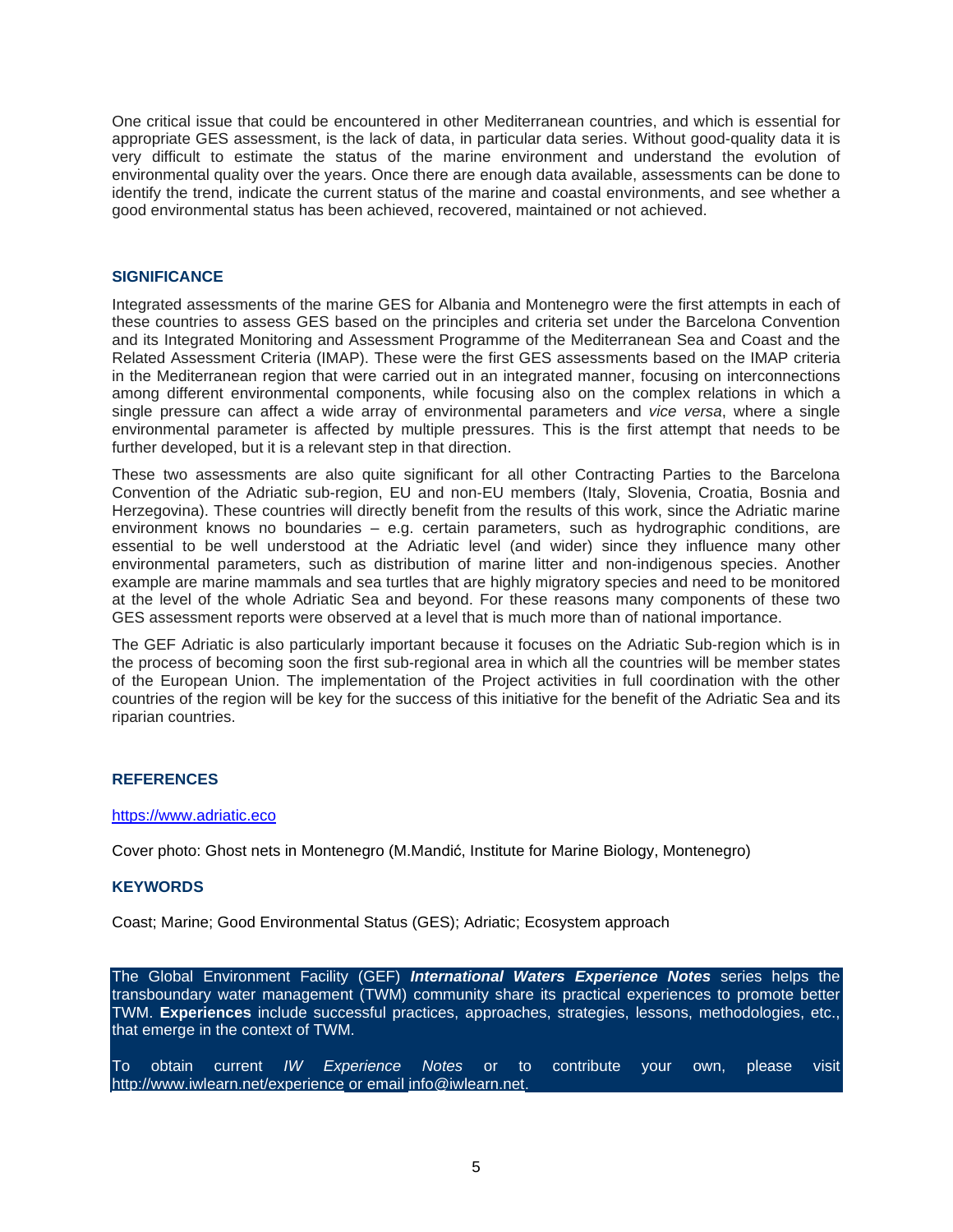One critical issue that could be encountered in other Mediterranean countries, and which is essential for appropriate GES assessment, is the lack of data, in particular data series. Without good-quality data it is very difficult to estimate the status of the marine environment and understand the evolution of environmental quality over the years. Once there are enough data available, assessments can be done to identify the trend, indicate the current status of the marine and coastal environments, and see whether a good environmental status has been achieved, recovered, maintained or not achieved.

## SIGNIFICANCE

Integrated assessments of the marine GES for Albania and Montenegro were the first attempts in each of these countries to assess GES based on the principles and criteria set under the Barcelona Convention and its Integrated Monitoring and Assessment Programme of the Mediterranean Sea and Coast and the Related Assessment Criteria (IMAP). These were the first GES assessments based on the IMAP criteria in the Mediterranean region that were carried out in an integrated manner, focusing on interconnections among different environmental components, while focusing also on the complex relations in which a single pressure can affect a wide array of environmental parameters and *vice versa*, where a single environmental parameter is affected by multiple pressures. This is the first attempt that needs to be further developed, but it is a relevant step in that direction.

These two assessments are also quite significant for all other Contracting Parties to the Barcelona Convention of the Adriatic sub-region, EU and non-EU members (Italy, Slovenia, Croatia, Bosnia and Herzegovina). These countries will directly benefit from the results of this work, since the Adriatic marine environment knows no boundaries – e.g. certain parameters, such as hydrographic conditions, are essential to be well understood at the Adriatic level (and wider) since they influence many other environmental parameters, such as distribution of marine litter and non-indigenous species. Another example are marine mammals and sea turtles that are highly migratory species and need to be monitored at the level of the whole Adriatic Sea and beyond. For these reasons many components of these two GES assessment reports were observed at a level that is much more than of national importance.

The GEF Adriatic is also particularly important because it focuses on the Adriatic Sub-region which is in the process of becoming soon the first sub-regional area in which all the countries will be member states of the European Union. The implementation of the Project activities in full coordination with the other countries of the region will be key for the success of this initiative for the benefit of the Adriatic Sea and its riparian countries.

## REFERENCES

https://www.adriatic.eco

Cover photo: Ghost nets in Montenegro (M.Mandić, Institute for Marine Biology, Montenegro)

## KEYWORDS

Coast; Marine; Good Environmental Status (GES); Adriatic; Ecosystem approach

The Global Environment Facility (GEF) ***International Waters Experience Notes*** series helps the transboundary water management (TWM) community share its practical experiences to promote better TWM. **Experiences** include successful practices, approaches, strategies, lessons, methodologies, etc., that emerge in the context of TWM.

To obtain current *IW Experience Notes* or to contribute your own, please visit http://www.iwlearn.net/experience or email info@iwlearn.net.